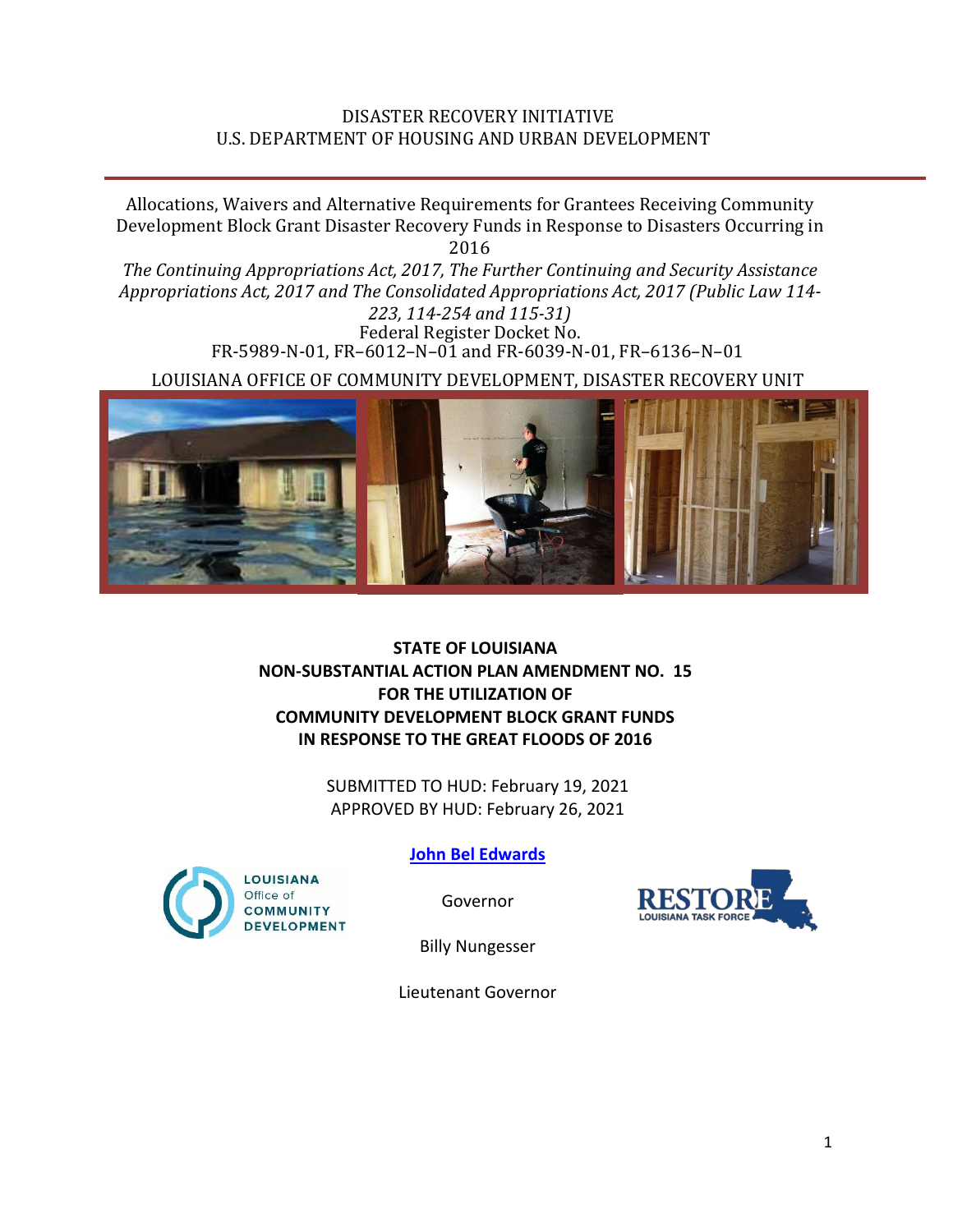DISASTER RECOVERY INITIATIVE
U.S. DEPARTMENT OF HOUSING AND URBAN DEVELOPMENT

Allocations, Waivers and Alternative Requirements for Grantees Receiving Community Development Block Grant Disaster Recovery Funds in Response to Disasters Occurring in 2016

*The Continuing Appropriations Act, 2017, The Further Continuing and Security Assistance Appropriations Act, 2017 and The Consolidated Appropriations Act, 2017 (Public Law 114-223, 114-254 and 115-31)*

Federal Register Docket No.
FR-5989-N-01, FR–6012–N–01 and FR-6039-N-01, FR–6136–N–01

LOUISIANA OFFICE OF COMMUNITY DEVELOPMENT, DISASTER RECOVERY UNIT

**STATE OF LOUISIANA**
**NON-SUBSTANTIAL ACTION PLAN AMENDMENT NO. 15**
**FOR THE UTILIZATION OF**
**COMMUNITY DEVELOPMENT BLOCK GRANT FUNDS**
**IN RESPONSE TO THE GREAT FLOODS OF 2016**

SUBMITTED TO HUD: February 19, 2021
APPROVED BY HUD: February 26, 2021

LOUISIANA Office of COMMUNITY DEVELOPMENT

**John Bel Edwards**

Governor

Billy Nungesser

Lieutenant Governor

RESTORE LOUISIANA TASK FORCE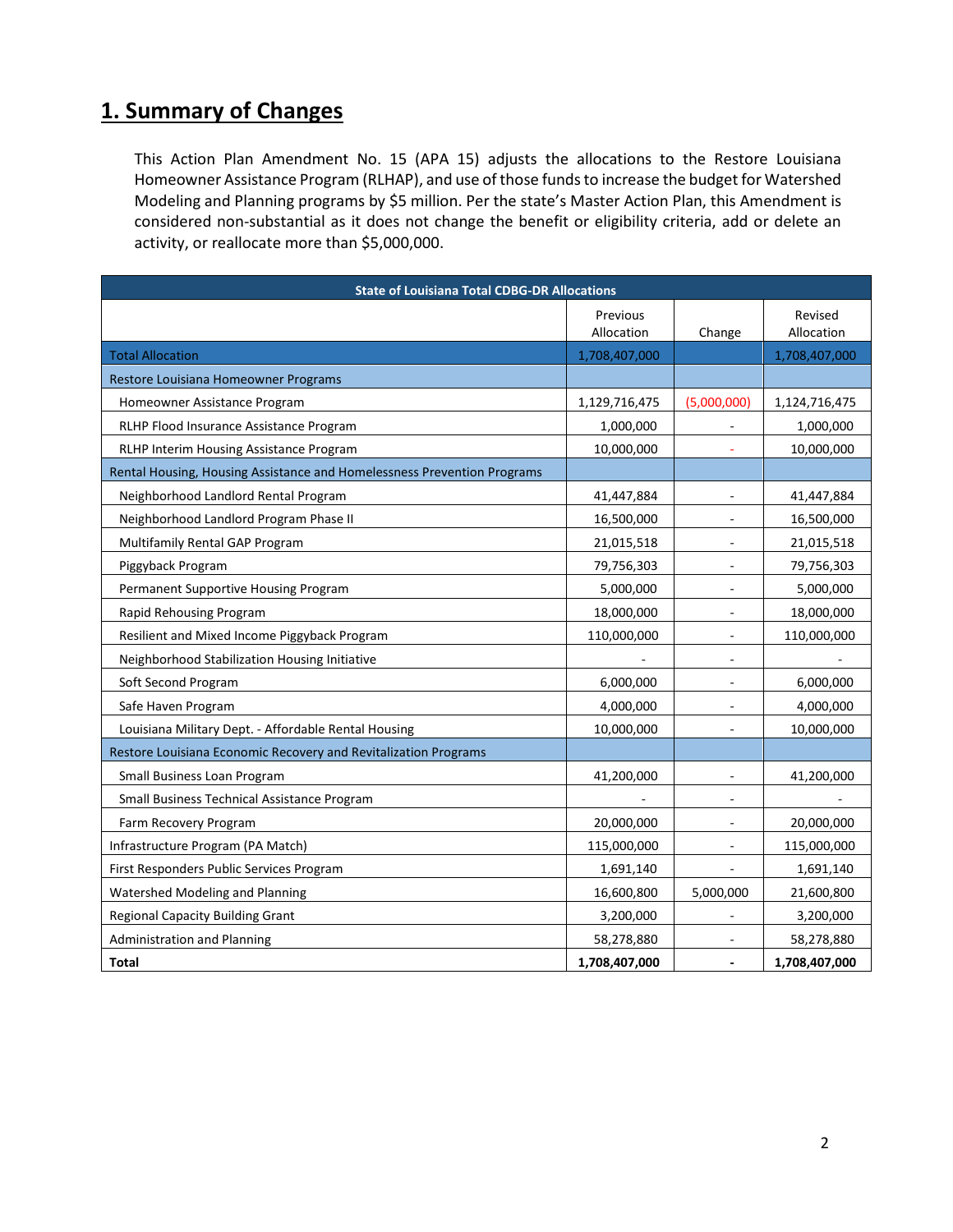# 1. Summary of Changes

This Action Plan Amendment No. 15 (APA 15) adjusts the allocations to the Restore Louisiana Homeowner Assistance Program (RLHAP), and use of those funds to increase the budget for Watershed Modeling and Planning programs by $5 million. Per the state's Master Action Plan, this Amendment is considered non-substantial as it does not change the benefit or eligibility criteria, add or delete an activity, or reallocate more than $5,000,000.

| State of Louisiana Total CDBG-DR Allocations | | | |
|---|---|---|---|
| | Previous Allocation | Change | Revised Allocation |
| Total Allocation | 1,708,407,000 | | 1,708,407,000 |
| Restore Louisiana Homeowner Programs | | | |
| Homeowner Assistance Program | 1,129,716,475 | (5,000,000) | 1,124,716,475 |
| RLHP Flood Insurance Assistance Program | 1,000,000 | - | 1,000,000 |
| RLHP Interim Housing Assistance Program | 10,000,000 | - | 10,000,000 |
| Rental Housing, Housing Assistance and Homelessness Prevention Programs | | | |
| Neighborhood Landlord Rental Program | 41,447,884 | - | 41,447,884 |
| Neighborhood Landlord Program Phase II | 16,500,000 | - | 16,500,000 |
| Multifamily Rental GAP Program | 21,015,518 | - | 21,015,518 |
| Piggyback Program | 79,756,303 | - | 79,756,303 |
| Permanent Supportive Housing Program | 5,000,000 | - | 5,000,000 |
| Rapid Rehousing Program | 18,000,000 | - | 18,000,000 |
| Resilient and Mixed Income Piggyback Program | 110,000,000 | - | 110,000,000 |
| Neighborhood Stabilization Housing Initiative | - | - | - |
| Soft Second Program | 6,000,000 | - | 6,000,000 |
| Safe Haven Program | 4,000,000 | - | 4,000,000 |
| Louisiana Military Dept. - Affordable Rental Housing | 10,000,000 | - | 10,000,000 |
| Restore Louisiana Economic Recovery and Revitalization Programs | | | |
| Small Business Loan Program | 41,200,000 | - | 41,200,000 |
| Small Business Technical Assistance Program | - | - | - |
| Farm Recovery Program | 20,000,000 | - | 20,000,000 |
| Infrastructure Program (PA Match) | 115,000,000 | - | 115,000,000 |
| First Responders Public Services Program | 1,691,140 | - | 1,691,140 |
| Watershed Modeling and Planning | 16,600,800 | 5,000,000 | 21,600,800 |
| Regional Capacity Building Grant | 3,200,000 | - | 3,200,000 |
| Administration and Planning | 58,278,880 | - | 58,278,880 |
| **Total** | **1,708,407,000** | **-** | **1,708,407,000** |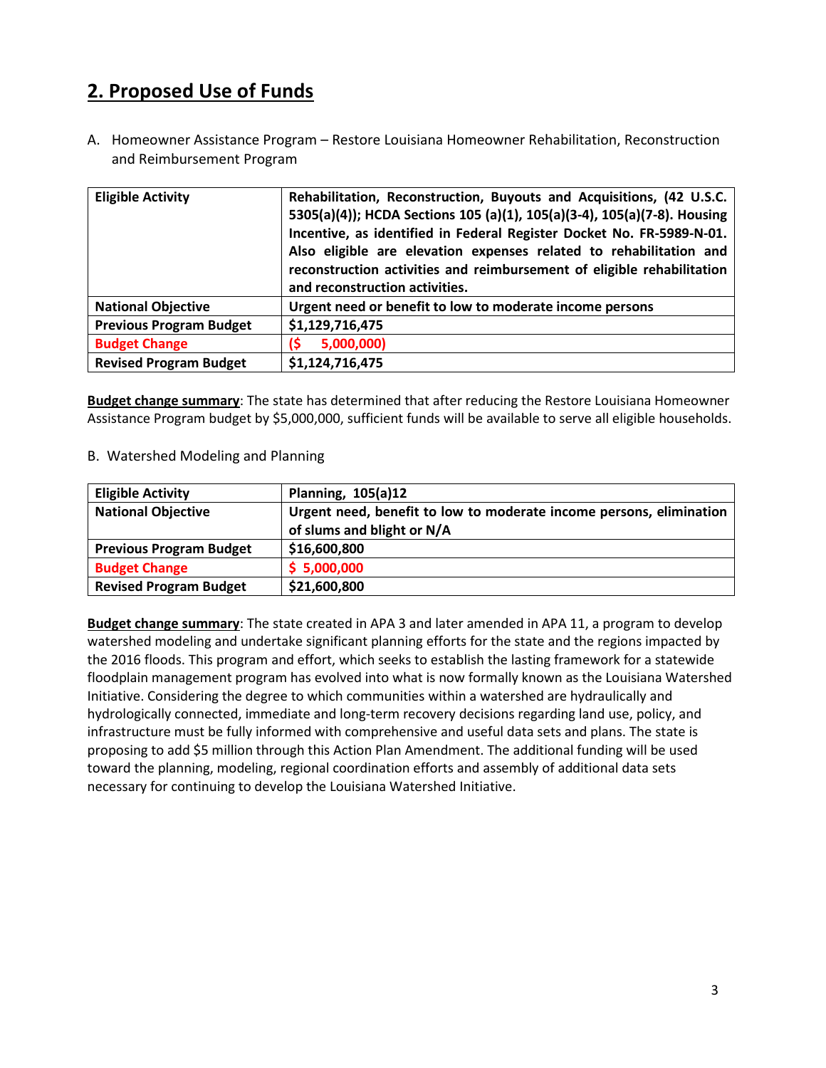## 2. Proposed Use of Funds

A. Homeowner Assistance Program – Restore Louisiana Homeowner Rehabilitation, Reconstruction and Reimbursement Program

| | |
|---|---|
| **Eligible Activity** | **Rehabilitation, Reconstruction, Buyouts and Acquisitions, (42 U.S.C. 5305(a)(4)); HCDA Sections 105 (a)(1), 105(a)(3-4), 105(a)(7-8). Housing Incentive, as identified in Federal Register Docket No. FR-5989-N-01. Also eligible are elevation expenses related to rehabilitation and reconstruction activities and reimbursement of eligible rehabilitation and reconstruction activities.** |
| **National Objective** | **Urgent need or benefit to low to moderate income persons** |
| **Previous Program Budget** | **$1,129,716,475** |
| **Budget Change** | **($ 5,000,000)** |
| **Revised Program Budget** | **$1,124,716,475** |

**Budget change summary**: The state has determined that after reducing the Restore Louisiana Homeowner Assistance Program budget by $5,000,000, sufficient funds will be available to serve all eligible households.

B. Watershed Modeling and Planning

| | |
|---|---|
| **Eligible Activity** | **Planning, 105(a)12** |
| **National Objective** | **Urgent need, benefit to low to moderate income persons, elimination of slums and blight or N/A** |
| **Previous Program Budget** | **$16,600,800** |
| **Budget Change** | **$ 5,000,000** |
| **Revised Program Budget** | **$21,600,800** |

**Budget change summary**: The state created in APA 3 and later amended in APA 11, a program to develop watershed modeling and undertake significant planning efforts for the state and the regions impacted by the 2016 floods. This program and effort, which seeks to establish the lasting framework for a statewide floodplain management program has evolved into what is now formally known as the Louisiana Watershed Initiative. Considering the degree to which communities within a watershed are hydraulically and hydrologically connected, immediate and long-term recovery decisions regarding land use, policy, and infrastructure must be fully informed with comprehensive and useful data sets and plans. The state is proposing to add $5 million through this Action Plan Amendment. The additional funding will be used toward the planning, modeling, regional coordination efforts and assembly of additional data sets necessary for continuing to develop the Louisiana Watershed Initiative.